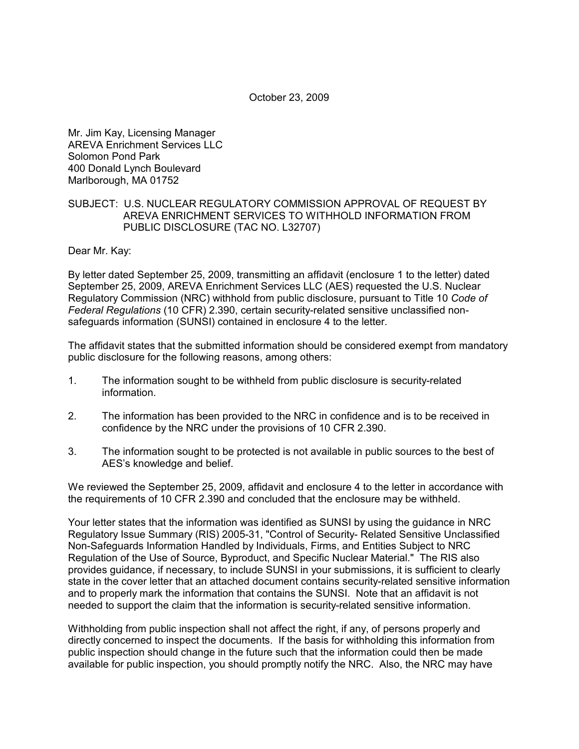October 23, 2009

Mr. Jim Kay, Licensing Manager
AREVA Enrichment Services LLC
Solomon Pond Park
400 Donald Lynch Boulevard
Marlborough, MA 01752

SUBJECT: U.S. NUCLEAR REGULATORY COMMISSION APPROVAL OF REQUEST BY AREVA ENRICHMENT SERVICES TO WITHHOLD INFORMATION FROM PUBLIC DISCLOSURE (TAC NO. L32707)

Dear Mr. Kay:

By letter dated September 25, 2009, transmitting an affidavit (enclosure 1 to the letter) dated September 25, 2009, AREVA Enrichment Services LLC (AES) requested the U.S. Nuclear Regulatory Commission (NRC) withhold from public disclosure, pursuant to Title 10 *Code of Federal Regulations* (10 CFR) 2.390, certain security-related sensitive unclassified non-safeguards information (SUNSI) contained in enclosure 4 to the letter.

The affidavit states that the submitted information should be considered exempt from mandatory public disclosure for the following reasons, among others:

1. The information sought to be withheld from public disclosure is security-related information.

2. The information has been provided to the NRC in confidence and is to be received in confidence by the NRC under the provisions of 10 CFR 2.390.

3. The information sought to be protected is not available in public sources to the best of AES's knowledge and belief.

We reviewed the September 25, 2009, affidavit and enclosure 4 to the letter in accordance with the requirements of 10 CFR 2.390 and concluded that the enclosure may be withheld.

Your letter states that the information was identified as SUNSI by using the guidance in NRC Regulatory Issue Summary (RIS) 2005-31, "Control of Security- Related Sensitive Unclassified Non-Safeguards Information Handled by Individuals, Firms, and Entities Subject to NRC Regulation of the Use of Source, Byproduct, and Specific Nuclear Material." The RIS also provides guidance, if necessary, to include SUNSI in your submissions, it is sufficient to clearly state in the cover letter that an attached document contains security-related sensitive information and to properly mark the information that contains the SUNSI. Note that an affidavit is not needed to support the claim that the information is security-related sensitive information.

Withholding from public inspection shall not affect the right, if any, of persons properly and directly concerned to inspect the documents. If the basis for withholding this information from public inspection should change in the future such that the information could then be made available for public inspection, you should promptly notify the NRC. Also, the NRC may have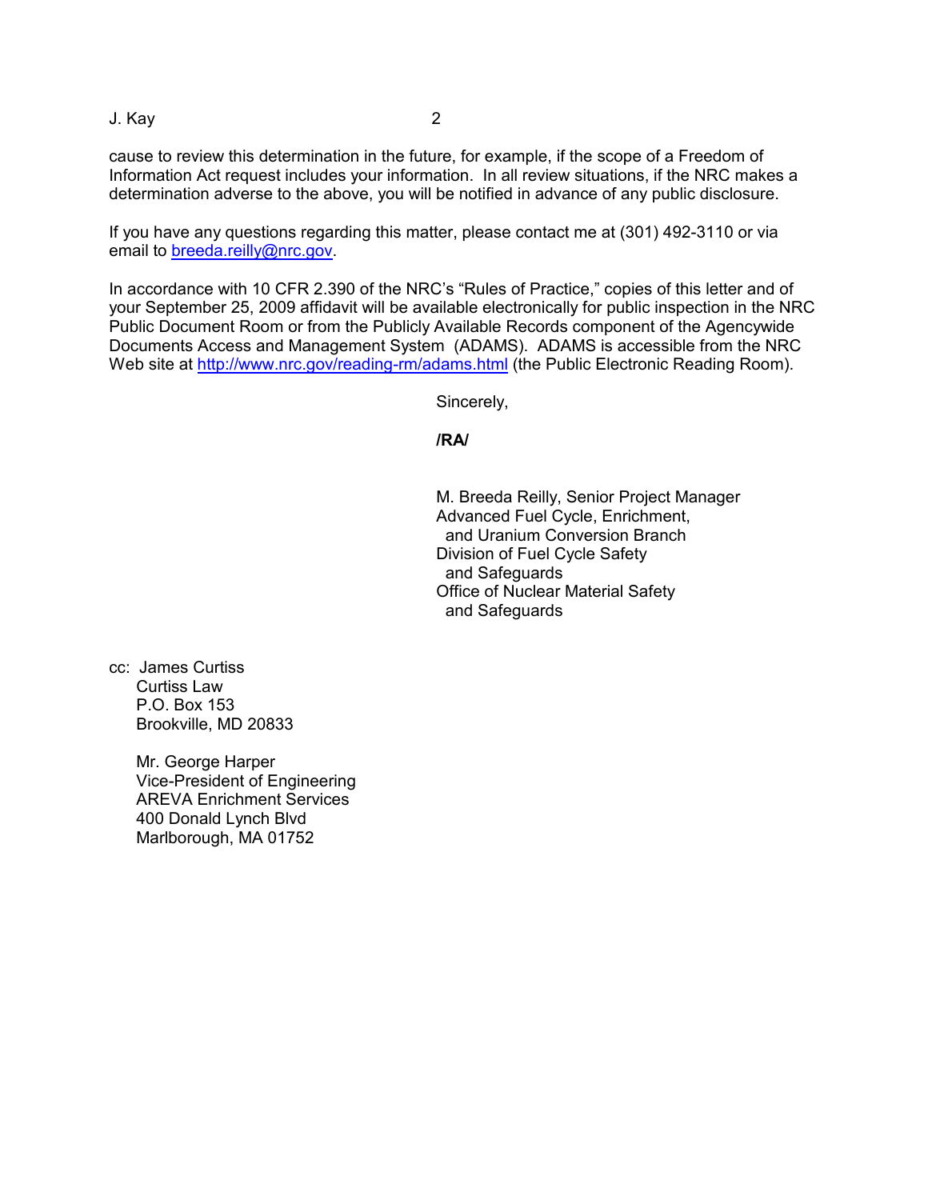cause to review this determination in the future, for example, if the scope of a Freedom of Information Act request includes your information. In all review situations, if the NRC makes a determination adverse to the above, you will be notified in advance of any public disclosure.

If you have any questions regarding this matter, please contact me at (301) 492-3110 or via email to breeda.reilly@nrc.gov.

In accordance with 10 CFR 2.390 of the NRC's "Rules of Practice," copies of this letter and of your September 25, 2009 affidavit will be available electronically for public inspection in the NRC Public Document Room or from the Publicly Available Records component of the Agencywide Documents Access and Management System (ADAMS). ADAMS is accessible from the NRC Web site at http://www.nrc.gov/reading-rm/adams.html (the Public Electronic Reading Room).

Sincerely,

**/RA/**

M. Breeda Reilly, Senior Project Manager
Advanced Fuel Cycle, Enrichment,
and Uranium Conversion Branch
Division of Fuel Cycle Safety
and Safeguards
Office of Nuclear Material Safety
and Safeguards

cc: James Curtiss
Curtiss Law
P.O. Box 153
Brookville, MD 20833

Mr. George Harper
Vice-President of Engineering
AREVA Enrichment Services
400 Donald Lynch Blvd
Marlborough, MA 01752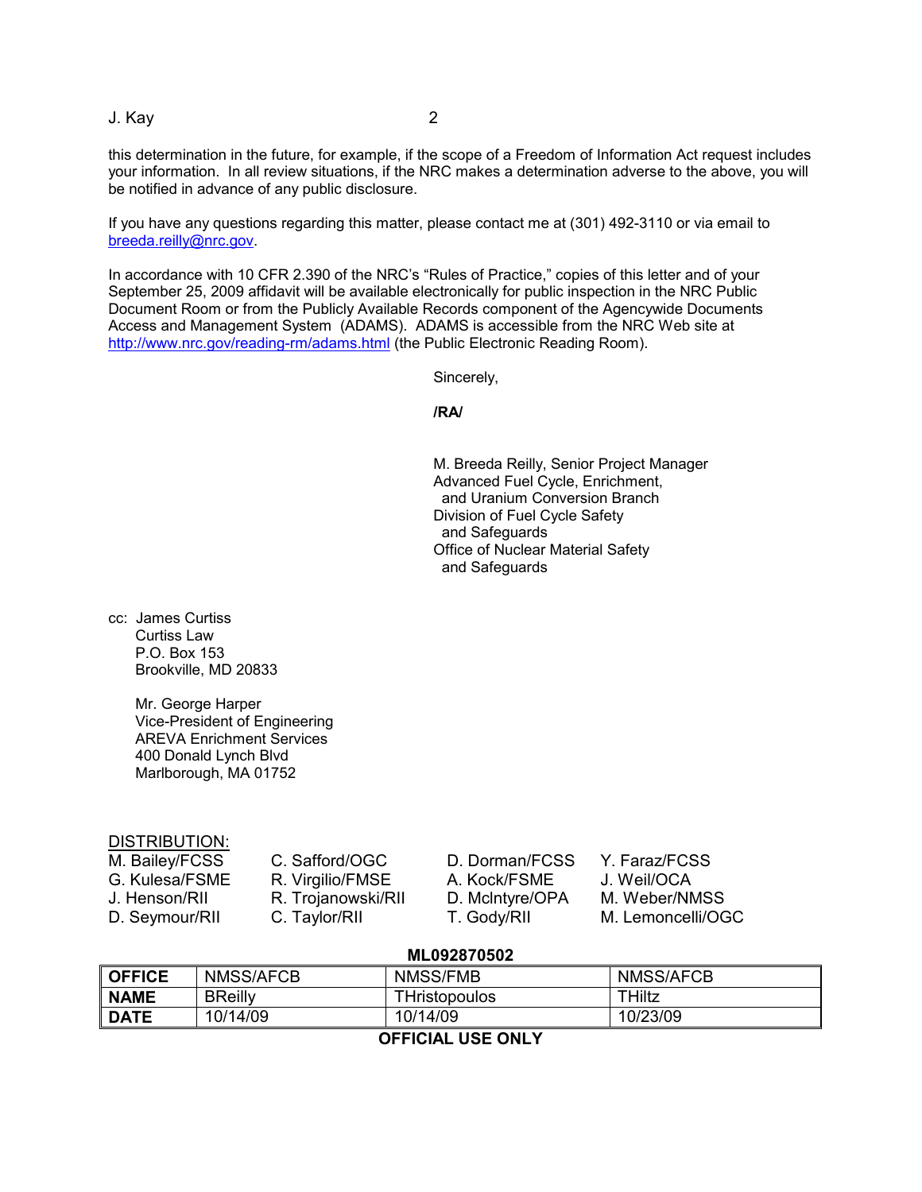this determination in the future, for example, if the scope of a Freedom of Information Act request includes your information. In all review situations, if the NRC makes a determination adverse to the above, you will be notified in advance of any public disclosure.

If you have any questions regarding this matter, please contact me at (301) 492-3110 or via email to breeda.reilly@nrc.gov.

In accordance with 10 CFR 2.390 of the NRC's "Rules of Practice," copies of this letter and of your September 25, 2009 affidavit will be available electronically for public inspection in the NRC Public Document Room or from the Publicly Available Records component of the Agencywide Documents Access and Management System (ADAMS). ADAMS is accessible from the NRC Web site at http://www.nrc.gov/reading-rm/adams.html (the Public Electronic Reading Room).

Sincerely,

**/RA/**

M. Breeda Reilly, Senior Project Manager
Advanced Fuel Cycle, Enrichment,
and Uranium Conversion Branch
Division of Fuel Cycle Safety
and Safeguards
Office of Nuclear Material Safety
and Safeguards

cc: James Curtiss
Curtiss Law
P.O. Box 153
Brookville, MD 20833

Mr. George Harper
Vice-President of Engineering
AREVA Enrichment Services
400 Donald Lynch Blvd
Marlborough, MA 01752

DISTRIBUTION:

| | | | |
|---|---|---|---|
| M. Bailey/FCSS | C. Safford/OGC | D. Dorman/FCSS | Y. Faraz/FCSS |
| G. Kulesa/FSME | R. Virgilio/FMSE | A. Kock/FSME | J. Weil/OCA |
| J. Henson/RII | R. Trojanowski/RII | D. McIntyre/OPA | M. Weber/NMSS |
| D. Seymour/RII | C. Taylor/RII | T. Gody/RII | M. Lemoncelli/OGC |

**ML092870502**

| **OFFICE** | NMSS/AFCB | NMSS/FMB | NMSS/AFCB |
|---|---|---|---|
| **NAME** | BReilly | THristopoulos | THiltz |
| **DATE** | 10/14/09 | 10/14/09 | 10/23/09 |

**OFFICIAL USE ONLY**